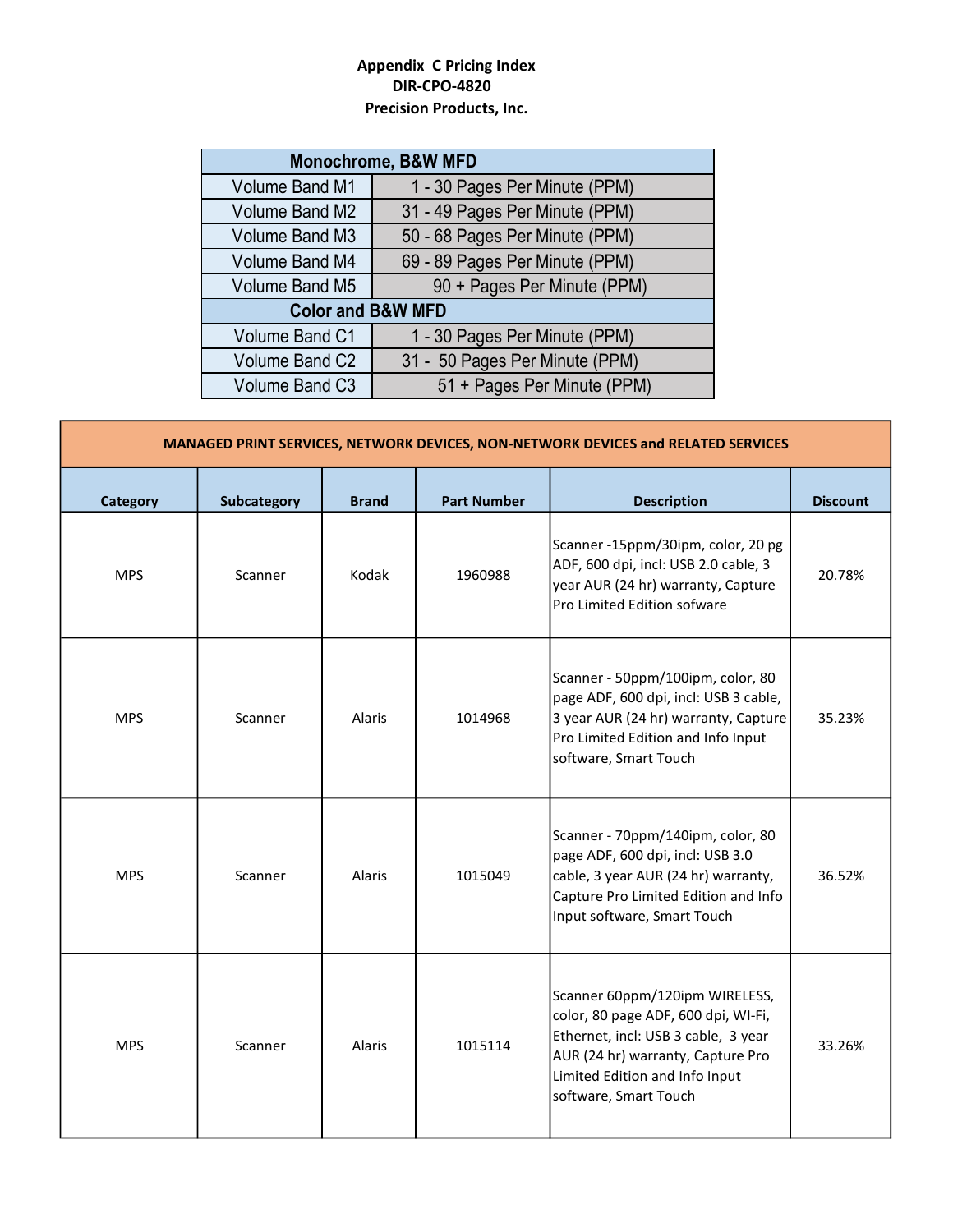**Appendix C Pricing Index**
**DIR-CPO-4820**
**Precision Products, Inc.**

| Monochrome, B&W MFD | |
|---|---|
| Volume Band M1 | 1 - 30 Pages Per Minute (PPM) |
| Volume Band M2 | 31 - 49 Pages Per Minute (PPM) |
| Volume Band M3 | 50 - 68 Pages Per Minute (PPM) |
| Volume Band M4 | 69 - 89 Pages Per Minute (PPM) |
| Volume Band M5 | 90 + Pages Per Minute (PPM) |
| **Color and B&W MFD** | |
| Volume Band C1 | 1 - 30 Pages Per Minute (PPM) |
| Volume Band C2 | 31 - 50 Pages Per Minute (PPM) |
| Volume Band C3 | 51 + Pages Per Minute (PPM) |

**MANAGED PRINT SERVICES, NETWORK DEVICES, NON-NETWORK DEVICES and RELATED SERVICES**

| Category | Subcategory | Brand | Part Number | Description | Discount |
|---|---|---|---|---|---|
| MPS | Scanner | Kodak | 1960988 | Scanner -15ppm/30ipm, color, 20 pg ADF, 600 dpi, incl: USB 2.0 cable, 3 year AUR (24 hr) warranty, Capture Pro Limited Edition sofware | 20.78% |
| MPS | Scanner | Alaris | 1014968 | Scanner - 50ppm/100ipm, color, 80 page ADF, 600 dpi, incl: USB 3 cable, 3 year AUR (24 hr) warranty, Capture Pro Limited Edition and Info Input software, Smart Touch | 35.23% |
| MPS | Scanner | Alaris | 1015049 | Scanner - 70ppm/140ipm, color, 80 page ADF, 600 dpi, incl: USB 3.0 cable, 3 year AUR (24 hr) warranty, Capture Pro Limited Edition and Info Input software, Smart Touch | 36.52% |
| MPS | Scanner | Alaris | 1015114 | Scanner 60ppm/120ipm WIRELESS, color, 80 page ADF, 600 dpi, WI-Fi, Ethernet, incl: USB 3 cable, 3 year AUR (24 hr) warranty, Capture Pro Limited Edition and Info Input software, Smart Touch | 33.26% |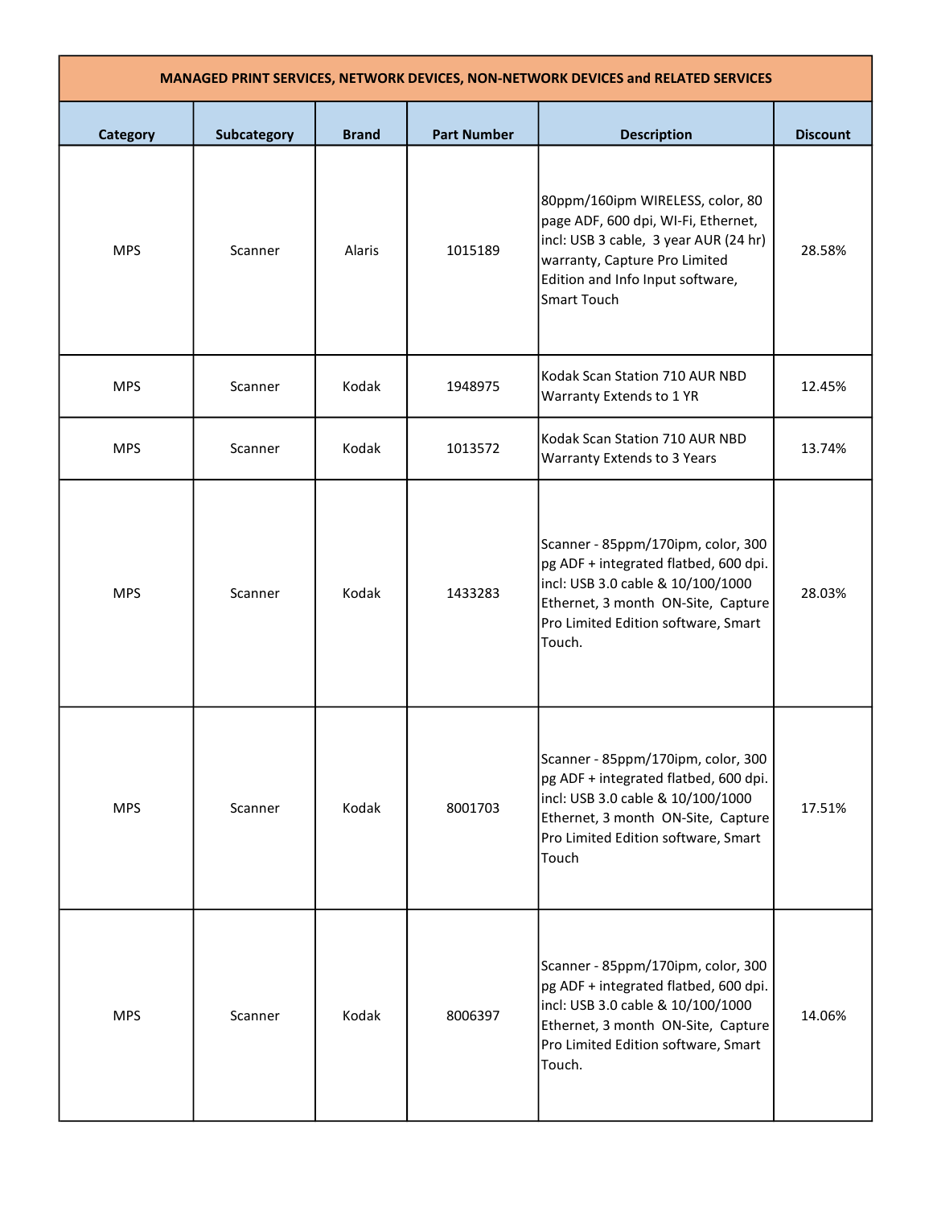| MANAGED PRINT SERVICES, NETWORK DEVICES, NON-NETWORK DEVICES and RELATED SERVICES | | | | | |
|---|---|---|---|---|---|
| Category | Subcategory | Brand | Part Number | Description | Discount |
| MPS | Scanner | Alaris | 1015189 | 80ppm/160ipm WIRELESS, color, 80 page ADF, 600 dpi, WI-Fi, Ethernet, incl: USB 3 cable, 3 year AUR (24 hr) warranty, Capture Pro Limited Edition and Info Input software, Smart Touch | 28.58% |
| MPS | Scanner | Kodak | 1948975 | Kodak Scan Station 710 AUR NBD Warranty Extends to 1 YR | 12.45% |
| MPS | Scanner | Kodak | 1013572 | Kodak Scan Station 710 AUR NBD Warranty Extends to 3 Years | 13.74% |
| MPS | Scanner | Kodak | 1433283 | Scanner - 85ppm/170ipm, color, 300 pg ADF + integrated flatbed, 600 dpi. incl: USB 3.0 cable & 10/100/1000 Ethernet, 3 month ON-Site, Capture Pro Limited Edition software, Smart Touch. | 28.03% |
| MPS | Scanner | Kodak | 8001703 | Scanner - 85ppm/170ipm, color, 300 pg ADF + integrated flatbed, 600 dpi. incl: USB 3.0 cable & 10/100/1000 Ethernet, 3 month ON-Site, Capture Pro Limited Edition software, Smart Touch | 17.51% |
| MPS | Scanner | Kodak | 8006397 | Scanner - 85ppm/170ipm, color, 300 pg ADF + integrated flatbed, 600 dpi. incl: USB 3.0 cable & 10/100/1000 Ethernet, 3 month ON-Site, Capture Pro Limited Edition software, Smart Touch. | 14.06% |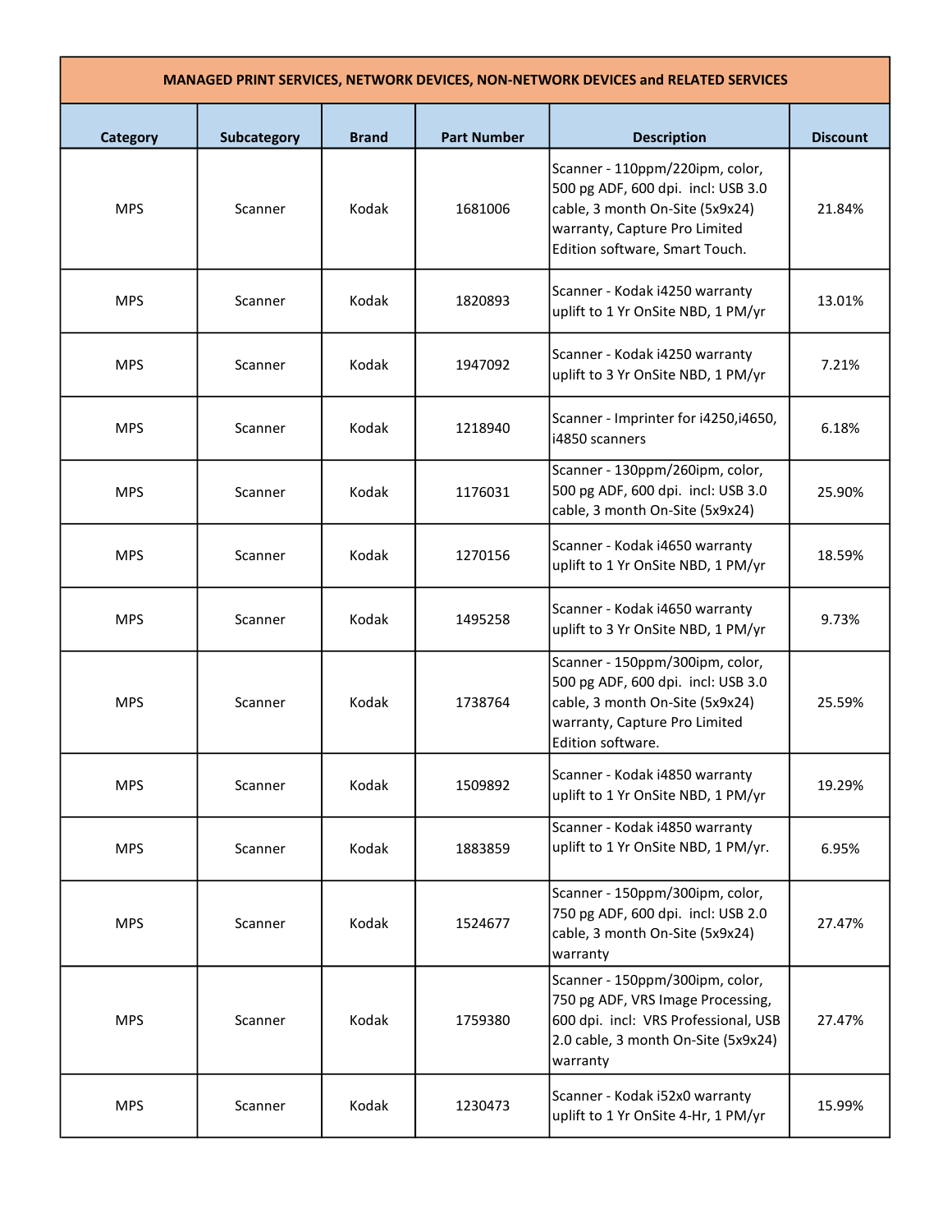| MANAGED PRINT SERVICES, NETWORK DEVICES, NON-NETWORK DEVICES and RELATED SERVICES | | | | | |
|---|---|---|---|---|---|
| Category | Subcategory | Brand | Part Number | Description | Discount |
| MPS | Scanner | Kodak | 1681006 | Scanner - 110ppm/220ipm, color, 500 pg ADF, 600 dpi. incl: USB 3.0 cable, 3 month On-Site (5x9x24) warranty, Capture Pro Limited Edition software, Smart Touch. | 21.84% |
| MPS | Scanner | Kodak | 1820893 | Scanner - Kodak i4250 warranty uplift to 1 Yr OnSite NBD, 1 PM/yr | 13.01% |
| MPS | Scanner | Kodak | 1947092 | Scanner - Kodak i4250 warranty uplift to 3 Yr OnSite NBD, 1 PM/yr | 7.21% |
| MPS | Scanner | Kodak | 1218940 | Scanner - Imprinter for i4250,i4650, i4850 scanners | 6.18% |
| MPS | Scanner | Kodak | 1176031 | Scanner - 130ppm/260ipm, color, 500 pg ADF, 600 dpi. incl: USB 3.0 cable, 3 month On-Site (5x9x24) | 25.90% |
| MPS | Scanner | Kodak | 1270156 | Scanner - Kodak i4650 warranty uplift to 1 Yr OnSite NBD, 1 PM/yr | 18.59% |
| MPS | Scanner | Kodak | 1495258 | Scanner - Kodak i4650 warranty uplift to 3 Yr OnSite NBD, 1 PM/yr | 9.73% |
| MPS | Scanner | Kodak | 1738764 | Scanner - 150ppm/300ipm, color, 500 pg ADF, 600 dpi. incl: USB 3.0 cable, 3 month On-Site (5x9x24) warranty, Capture Pro Limited Edition software. | 25.59% |
| MPS | Scanner | Kodak | 1509892 | Scanner - Kodak i4850 warranty uplift to 1 Yr OnSite NBD, 1 PM/yr | 19.29% |
| MPS | Scanner | Kodak | 1883859 | Scanner - Kodak i4850 warranty uplift to 1 Yr OnSite NBD, 1 PM/yr. | 6.95% |
| MPS | Scanner | Kodak | 1524677 | Scanner - 150ppm/300ipm, color, 750 pg ADF, 600 dpi. incl: USB 2.0 cable, 3 month On-Site (5x9x24) warranty | 27.47% |
| MPS | Scanner | Kodak | 1759380 | Scanner - 150ppm/300ipm, color, 750 pg ADF, VRS Image Processing, 600 dpi. incl: VRS Professional, USB 2.0 cable, 3 month On-Site (5x9x24) warranty | 27.47% |
| MPS | Scanner | Kodak | 1230473 | Scanner - Kodak i52x0 warranty uplift to 1 Yr OnSite 4-Hr, 1 PM/yr | 15.99% |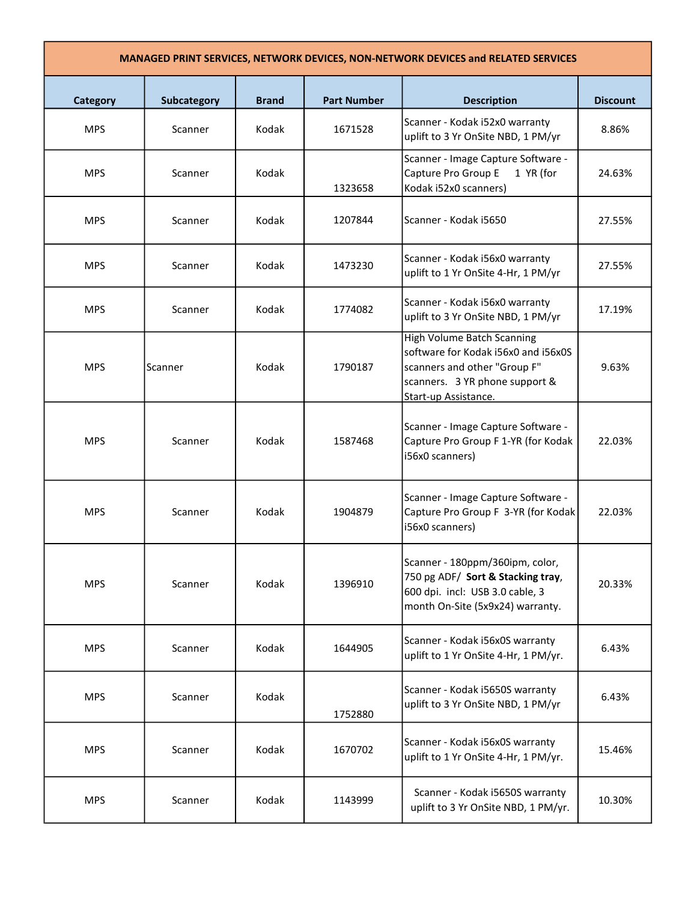| MANAGED PRINT SERVICES, NETWORK DEVICES, NON-NETWORK DEVICES and RELATED SERVICES | | | | | |
|---|---|---|---|---|---|
| Category | Subcategory | Brand | Part Number | Description | Discount |
| MPS | Scanner | Kodak | 1671528 | Scanner - Kodak i52x0 warranty uplift to 3 Yr OnSite NBD, 1 PM/yr | 8.86% |
| MPS | Scanner | Kodak | 1323658 | Scanner - Image Capture Software - Capture Pro Group E 1 YR (for Kodak i52x0 scanners) | 24.63% |
| MPS | Scanner | Kodak | 1207844 | Scanner - Kodak i5650 | 27.55% |
| MPS | Scanner | Kodak | 1473230 | Scanner - Kodak i56x0 warranty uplift to 1 Yr OnSite 4-Hr, 1 PM/yr | 27.55% |
| MPS | Scanner | Kodak | 1774082 | Scanner - Kodak i56x0 warranty uplift to 3 Yr OnSite NBD, 1 PM/yr | 17.19% |
| MPS | Scanner | Kodak | 1790187 | High Volume Batch Scanning software for Kodak i56x0 and i56x0S scanners and other "Group F" scanners. 3 YR phone support & Start-up Assistance. | 9.63% |
| MPS | Scanner | Kodak | 1587468 | Scanner - Image Capture Software - Capture Pro Group F 1-YR (for Kodak i56x0 scanners) | 22.03% |
| MPS | Scanner | Kodak | 1904879 | Scanner - Image Capture Software - Capture Pro Group F 3-YR (for Kodak i56x0 scanners) | 22.03% |
| MPS | Scanner | Kodak | 1396910 | Scanner - 180ppm/360ipm, color, 750 pg ADF/ **Sort & Stacking tray**, 600 dpi. incl: USB 3.0 cable, 3 month On-Site (5x9x24) warranty. | 20.33% |
| MPS | Scanner | Kodak | 1644905 | Scanner - Kodak i56x0S warranty uplift to 1 Yr OnSite 4-Hr, 1 PM/yr. | 6.43% |
| MPS | Scanner | Kodak | 1752880 | Scanner - Kodak i5650S warranty uplift to 3 Yr OnSite NBD, 1 PM/yr | 6.43% |
| MPS | Scanner | Kodak | 1670702 | Scanner - Kodak i56x0S warranty uplift to 1 Yr OnSite 4-Hr, 1 PM/yr. | 15.46% |
| MPS | Scanner | Kodak | 1143999 | Scanner - Kodak i5650S warranty uplift to 3 Yr OnSite NBD, 1 PM/yr. | 10.30% |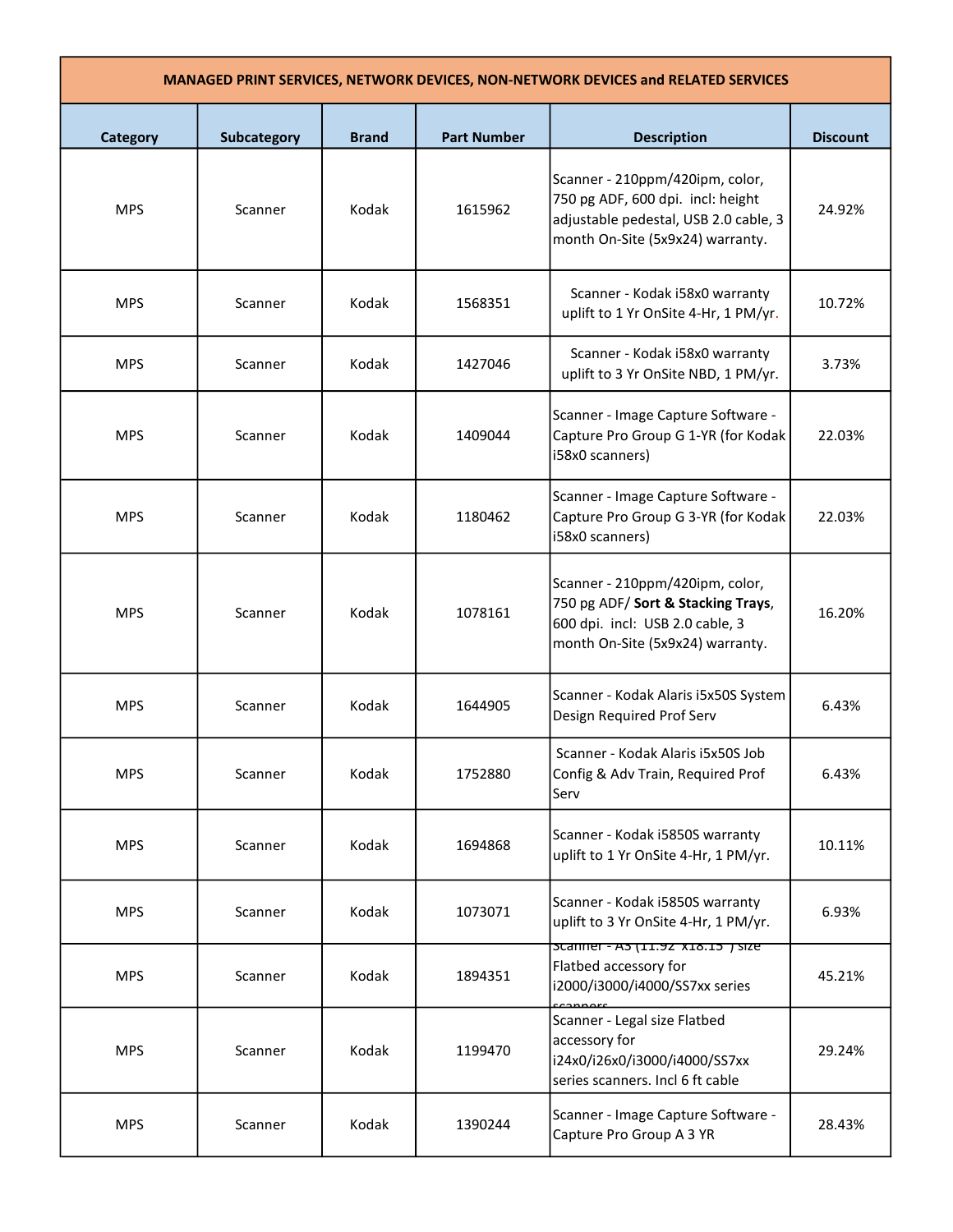| MANAGED PRINT SERVICES, NETWORK DEVICES, NON-NETWORK DEVICES and RELATED SERVICES | | | | | |
|---|---|---|---|---|---|
| **Category** | **Subcategory** | **Brand** | **Part Number** | **Description** | **Discount** |
| MPS | Scanner | Kodak | 1615962 | Scanner - 210ppm/420ipm, color, 750 pg ADF, 600 dpi. incl: height adjustable pedestal, USB 2.0 cable, 3 month On-Site (5x9x24) warranty. | 24.92% |
| MPS | Scanner | Kodak | 1568351 | Scanner - Kodak i58x0 warranty uplift to 1 Yr OnSite 4-Hr, 1 PM/yr. | 10.72% |
| MPS | Scanner | Kodak | 1427046 | Scanner - Kodak i58x0 warranty uplift to 3 Yr OnSite NBD, 1 PM/yr. | 3.73% |
| MPS | Scanner | Kodak | 1409044 | Scanner - Image Capture Software - Capture Pro Group G 1-YR (for Kodak i58x0 scanners) | 22.03% |
| MPS | Scanner | Kodak | 1180462 | Scanner - Image Capture Software - Capture Pro Group G 3-YR (for Kodak i58x0 scanners) | 22.03% |
| MPS | Scanner | Kodak | 1078161 | Scanner - 210ppm/420ipm, color, 750 pg ADF/ **Sort & Stacking Trays**, 600 dpi. incl: USB 2.0 cable, 3 month On-Site (5x9x24) warranty. | 16.20% |
| MPS | Scanner | Kodak | 1644905 | Scanner - Kodak Alaris i5x50S System Design Required Prof Serv | 6.43% |
| MPS | Scanner | Kodak | 1752880 | Scanner - Kodak Alaris i5x50S Job Config & Adv Train, Required Prof Serv | 6.43% |
| MPS | Scanner | Kodak | 1694868 | Scanner - Kodak i5850S warranty uplift to 1 Yr OnSite 4-Hr, 1 PM/yr. | 10.11% |
| MPS | Scanner | Kodak | 1073071 | Scanner - Kodak i5850S warranty uplift to 3 Yr OnSite 4-Hr, 1 PM/yr. | 6.93% |
| MPS | Scanner | Kodak | 1894351 | Scanner - A3 (11.92"x18.15") size Flatbed accessory for i2000/i3000/i4000/SS7xx series scanners | 45.21% |
| MPS | Scanner | Kodak | 1199470 | Scanner - Legal size Flatbed accessory for i24x0/i26x0/i3000/i4000/SS7xx series scanners. Incl 6 ft cable | 29.24% |
| MPS | Scanner | Kodak | 1390244 | Scanner - Image Capture Software - Capture Pro Group A 3 YR | 28.43% |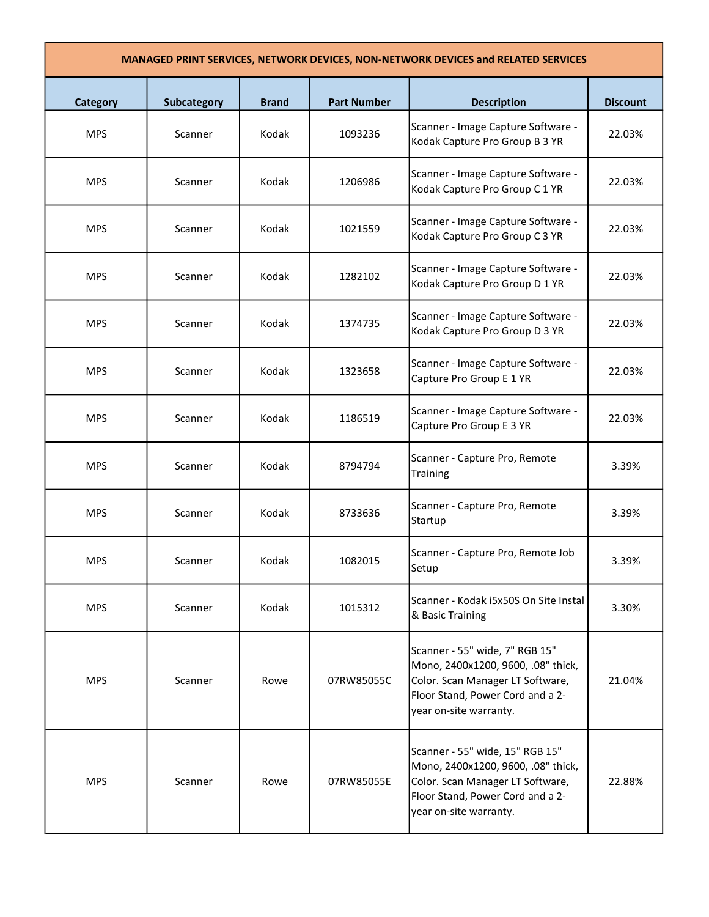| MANAGED PRINT SERVICES, NETWORK DEVICES, NON-NETWORK DEVICES and RELATED SERVICES | | | | | |
|---|---|---|---|---|---|
| **Category** | **Subcategory** | **Brand** | **Part Number** | **Description** | **Discount** |
| MPS | Scanner | Kodak | 1093236 | Scanner - Image Capture Software - Kodak Capture Pro Group B 3 YR | 22.03% |
| MPS | Scanner | Kodak | 1206986 | Scanner - Image Capture Software - Kodak Capture Pro Group C 1 YR | 22.03% |
| MPS | Scanner | Kodak | 1021559 | Scanner - Image Capture Software - Kodak Capture Pro Group C 3 YR | 22.03% |
| MPS | Scanner | Kodak | 1282102 | Scanner - Image Capture Software - Kodak Capture Pro Group D 1 YR | 22.03% |
| MPS | Scanner | Kodak | 1374735 | Scanner - Image Capture Software - Kodak Capture Pro Group D 3 YR | 22.03% |
| MPS | Scanner | Kodak | 1323658 | Scanner - Image Capture Software - Capture Pro Group E 1 YR | 22.03% |
| MPS | Scanner | Kodak | 1186519 | Scanner - Image Capture Software - Capture Pro Group E 3 YR | 22.03% |
| MPS | Scanner | Kodak | 8794794 | Scanner - Capture Pro, Remote Training | 3.39% |
| MPS | Scanner | Kodak | 8733636 | Scanner - Capture Pro, Remote Startup | 3.39% |
| MPS | Scanner | Kodak | 1082015 | Scanner - Capture Pro, Remote Job Setup | 3.39% |
| MPS | Scanner | Kodak | 1015312 | Scanner - Kodak i5x50S On Site Instal & Basic Training | 3.30% |
| MPS | Scanner | Rowe | 07RW85055C | Scanner - 55" wide, 7" RGB 15" Mono, 2400x1200, 9600, .08" thick, Color. Scan Manager LT Software, Floor Stand, Power Cord and a 2-year on-site warranty. | 21.04% |
| MPS | Scanner | Rowe | 07RW85055E | Scanner - 55" wide, 15" RGB 15" Mono, 2400x1200, 9600, .08" thick, Color. Scan Manager LT Software, Floor Stand, Power Cord and a 2-year on-site warranty. | 22.88% |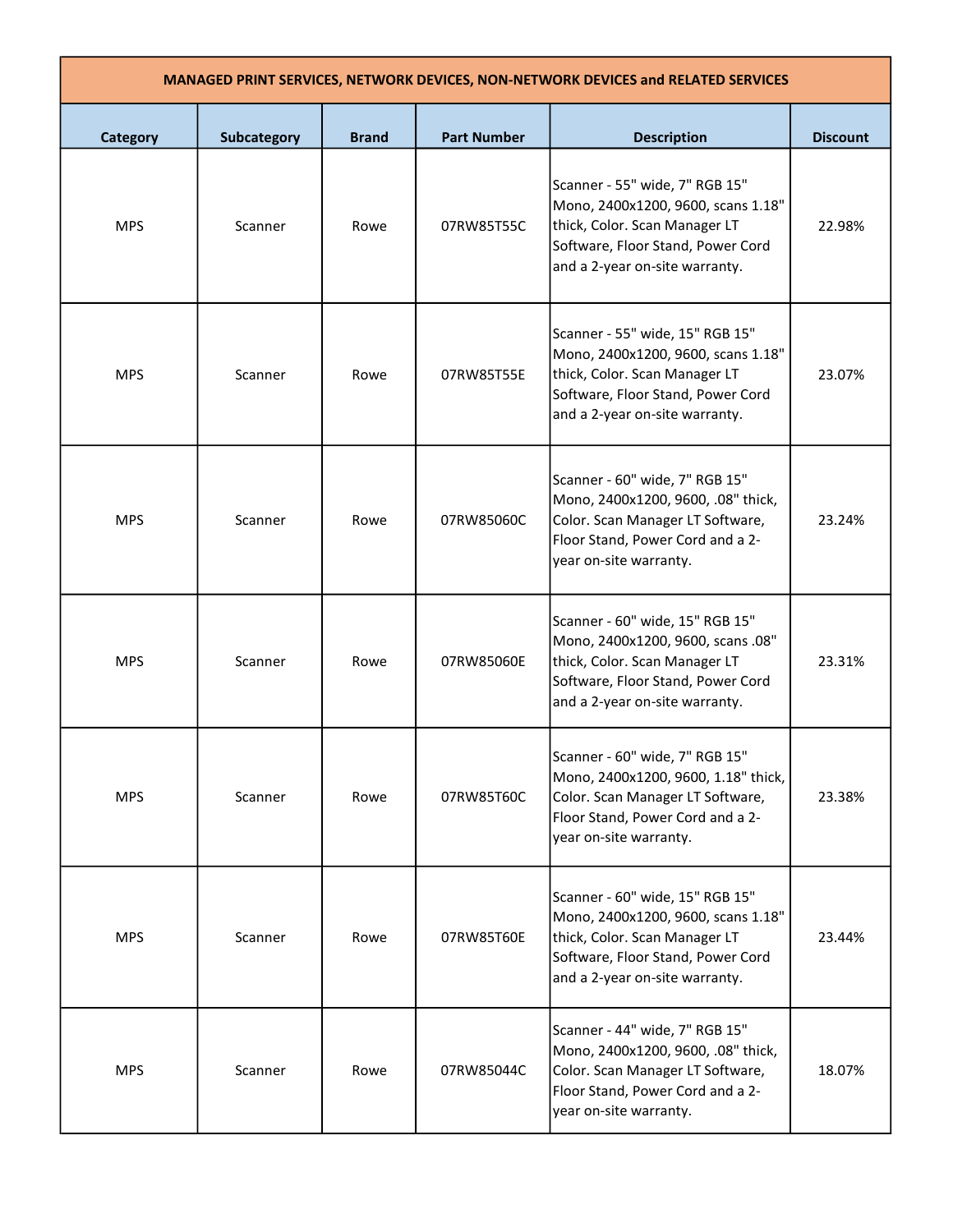| MANAGED PRINT SERVICES, NETWORK DEVICES, NON-NETWORK DEVICES and RELATED SERVICES | | | | | |
|---|---|---|---|---|---|
| Category | Subcategory | Brand | Part Number | Description | Discount |
| MPS | Scanner | Rowe | 07RW85T55C | Scanner - 55" wide, 7" RGB 15" Mono, 2400x1200, 9600, scans 1.18" thick, Color. Scan Manager LT Software, Floor Stand, Power Cord and a 2-year on-site warranty. | 22.98% |
| MPS | Scanner | Rowe | 07RW85T55E | Scanner - 55" wide, 15" RGB 15" Mono, 2400x1200, 9600, scans 1.18" thick, Color. Scan Manager LT Software, Floor Stand, Power Cord and a 2-year on-site warranty. | 23.07% |
| MPS | Scanner | Rowe | 07RW85060C | Scanner - 60" wide, 7" RGB 15" Mono, 2400x1200, 9600, .08" thick, Color. Scan Manager LT Software, Floor Stand, Power Cord and a 2-year on-site warranty. | 23.24% |
| MPS | Scanner | Rowe | 07RW85060E | Scanner - 60" wide, 15" RGB 15" Mono, 2400x1200, 9600, scans .08" thick, Color. Scan Manager LT Software, Floor Stand, Power Cord and a 2-year on-site warranty. | 23.31% |
| MPS | Scanner | Rowe | 07RW85T60C | Scanner - 60" wide, 7" RGB 15" Mono, 2400x1200, 9600, 1.18" thick, Color. Scan Manager LT Software, Floor Stand, Power Cord and a 2-year on-site warranty. | 23.38% |
| MPS | Scanner | Rowe | 07RW85T60E | Scanner - 60" wide, 15" RGB 15" Mono, 2400x1200, 9600, scans 1.18" thick, Color. Scan Manager LT Software, Floor Stand, Power Cord and a 2-year on-site warranty. | 23.44% |
| MPS | Scanner | Rowe | 07RW85044C | Scanner - 44" wide, 7" RGB 15" Mono, 2400x1200, 9600, .08" thick, Color. Scan Manager LT Software, Floor Stand, Power Cord and a 2-year on-site warranty. | 18.07% |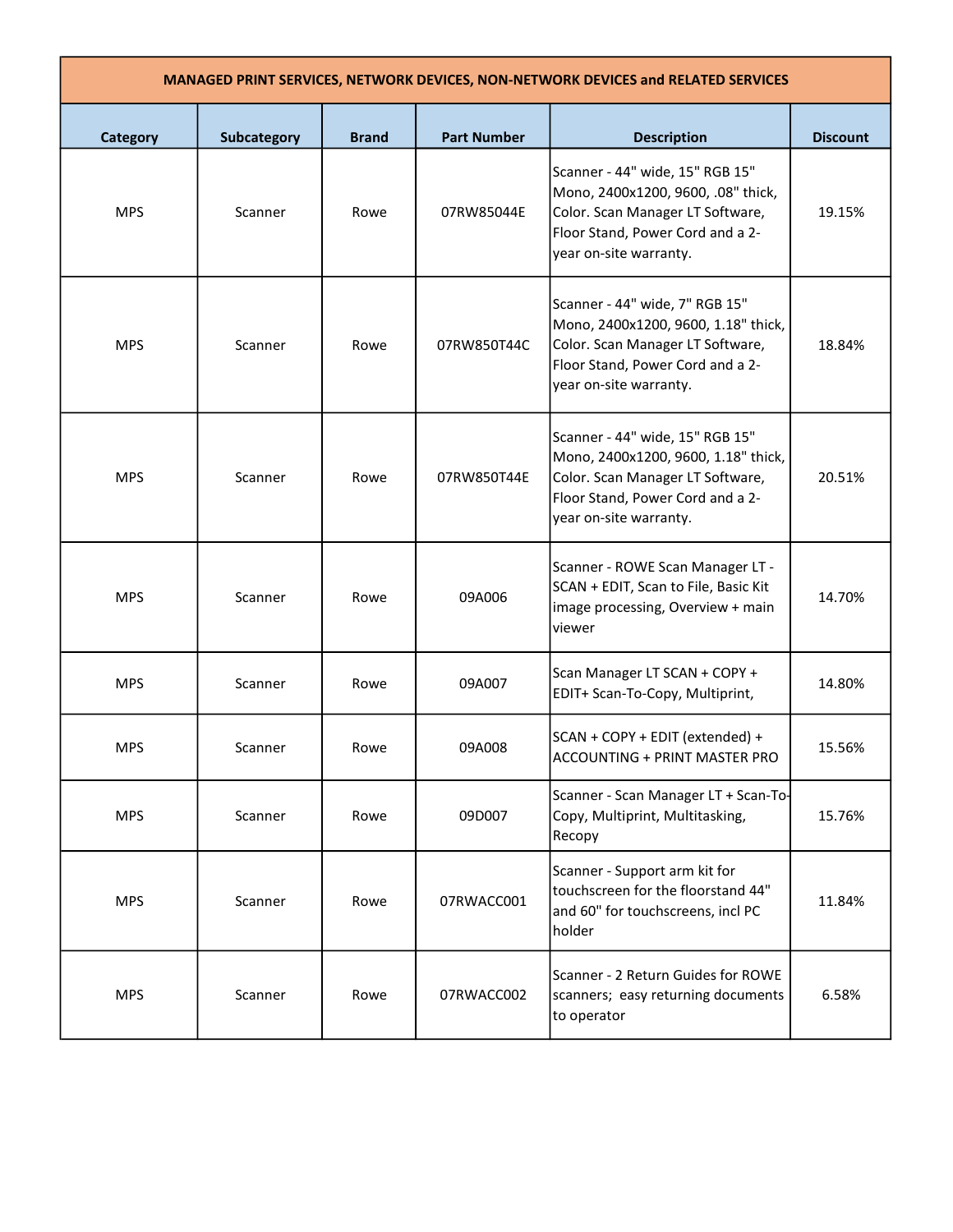| MANAGED PRINT SERVICES, NETWORK DEVICES, NON-NETWORK DEVICES and RELATED SERVICES | | | | | |
|---|---|---|---|---|---|
| **Category** | **Subcategory** | **Brand** | **Part Number** | **Description** | **Discount** |
| MPS | Scanner | Rowe | 07RW85044E | Scanner - 44" wide, 15" RGB 15" Mono, 2400x1200, 9600, .08" thick, Color. Scan Manager LT Software, Floor Stand, Power Cord and a 2-year on-site warranty. | 19.15% |
| MPS | Scanner | Rowe | 07RW850T44C | Scanner - 44" wide, 7" RGB 15" Mono, 2400x1200, 9600, 1.18" thick, Color. Scan Manager LT Software, Floor Stand, Power Cord and a 2-year on-site warranty. | 18.84% |
| MPS | Scanner | Rowe | 07RW850T44E | Scanner - 44" wide, 15" RGB 15" Mono, 2400x1200, 9600, 1.18" thick, Color. Scan Manager LT Software, Floor Stand, Power Cord and a 2-year on-site warranty. | 20.51% |
| MPS | Scanner | Rowe | 09A006 | Scanner - ROWE Scan Manager LT - SCAN + EDIT, Scan to File, Basic Kit image processing, Overview + main viewer | 14.70% |
| MPS | Scanner | Rowe | 09A007 | Scan Manager LT SCAN + COPY + EDIT+ Scan-To-Copy, Multiprint, | 14.80% |
| MPS | Scanner | Rowe | 09A008 | SCAN + COPY + EDIT (extended) + ACCOUNTING + PRINT MASTER PRO | 15.56% |
| MPS | Scanner | Rowe | 09D007 | Scanner - Scan Manager LT + Scan-To-Copy, Multiprint, Multitasking, Recopy | 15.76% |
| MPS | Scanner | Rowe | 07RWACC001 | Scanner - Support arm kit for touchscreen for the floorstand 44" and 60" for touchscreens, incl PC holder | 11.84% |
| MPS | Scanner | Rowe | 07RWACC002 | Scanner - 2 Return Guides for ROWE scanners; easy returning documents to operator | 6.58% |